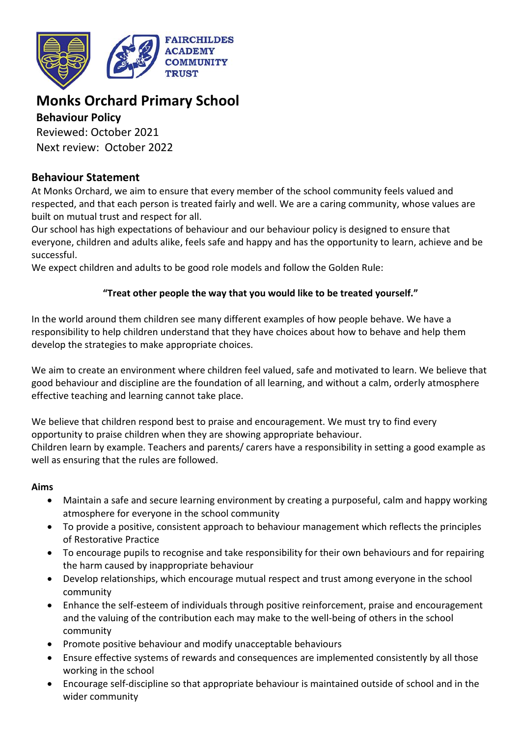FAIRCHILDES ACADEMY COMMUNITY TRUST

# Monks Orchard Primary School

**Behaviour Policy**

Reviewed: October 2021

Next review: October 2022

## Behaviour Statement

At Monks Orchard, we aim to ensure that every member of the school community feels valued and respected, and that each person is treated fairly and well. We are a caring community, whose values are built on mutual trust and respect for all.

Our school has high expectations of behaviour and our behaviour policy is designed to ensure that everyone, children and adults alike, feels safe and happy and has the opportunity to learn, achieve and be successful.

We expect children and adults to be good role models and follow the Golden Rule:

**"Treat other people the way that you would like to be treated yourself."**

In the world around them children see many different examples of how people behave. We have a responsibility to help children understand that they have choices about how to behave and help them develop the strategies to make appropriate choices.

We aim to create an environment where children feel valued, safe and motivated to learn. We believe that good behaviour and discipline are the foundation of all learning, and without a calm, orderly atmosphere effective teaching and learning cannot take place.

We believe that children respond best to praise and encouragement. We must try to find every opportunity to praise children when they are showing appropriate behaviour.

Children learn by example. Teachers and parents/ carers have a responsibility in setting a good example as well as ensuring that the rules are followed.

**Aims**

- Maintain a safe and secure learning environment by creating a purposeful, calm and happy working atmosphere for everyone in the school community
- To provide a positive, consistent approach to behaviour management which reflects the principles of Restorative Practice
- To encourage pupils to recognise and take responsibility for their own behaviours and for repairing the harm caused by inappropriate behaviour
- Develop relationships, which encourage mutual respect and trust among everyone in the school community
- Enhance the self-esteem of individuals through positive reinforcement, praise and encouragement and the valuing of the contribution each may make to the well-being of others in the school community
- Promote positive behaviour and modify unacceptable behaviours
- Ensure effective systems of rewards and consequences are implemented consistently by all those working in the school
- Encourage self-discipline so that appropriate behaviour is maintained outside of school and in the wider community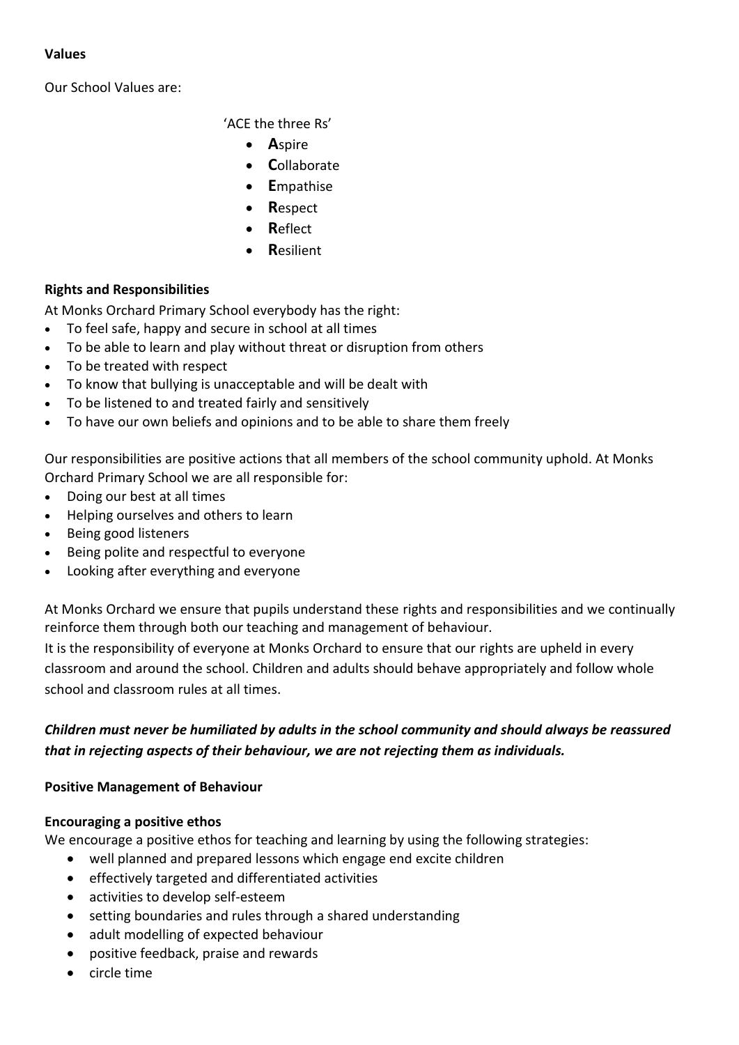**Values**

Our School Values are:

'ACE the three Rs'

- **A**spire
- **C**ollaborate
- **E**mpathise
- **R**espect
- **R**eflect
- **R**esilient

**Rights and Responsibilities**

At Monks Orchard Primary School everybody has the right:

- To feel safe, happy and secure in school at all times
- To be able to learn and play without threat or disruption from others
- To be treated with respect
- To know that bullying is unacceptable and will be dealt with
- To be listened to and treated fairly and sensitively
- To have our own beliefs and opinions and to be able to share them freely

Our responsibilities are positive actions that all members of the school community uphold. At Monks Orchard Primary School we are all responsible for:

- Doing our best at all times
- Helping ourselves and others to learn
- Being good listeners
- Being polite and respectful to everyone
- Looking after everything and everyone

At Monks Orchard we ensure that pupils understand these rights and responsibilities and we continually reinforce them through both our teaching and management of behaviour.

It is the responsibility of everyone at Monks Orchard to ensure that our rights are upheld in every classroom and around the school. Children and adults should behave appropriately and follow whole school and classroom rules at all times.

***Children must never be humiliated by adults in the school community and should always be reassured that in rejecting aspects of their behaviour, we are not rejecting them as individuals.***

**Positive Management of Behaviour**

**Encouraging a positive ethos**

We encourage a positive ethos for teaching and learning by using the following strategies:

- well planned and prepared lessons which engage end excite children
- effectively targeted and differentiated activities
- activities to develop self-esteem
- setting boundaries and rules through a shared understanding
- adult modelling of expected behaviour
- positive feedback, praise and rewards
- circle time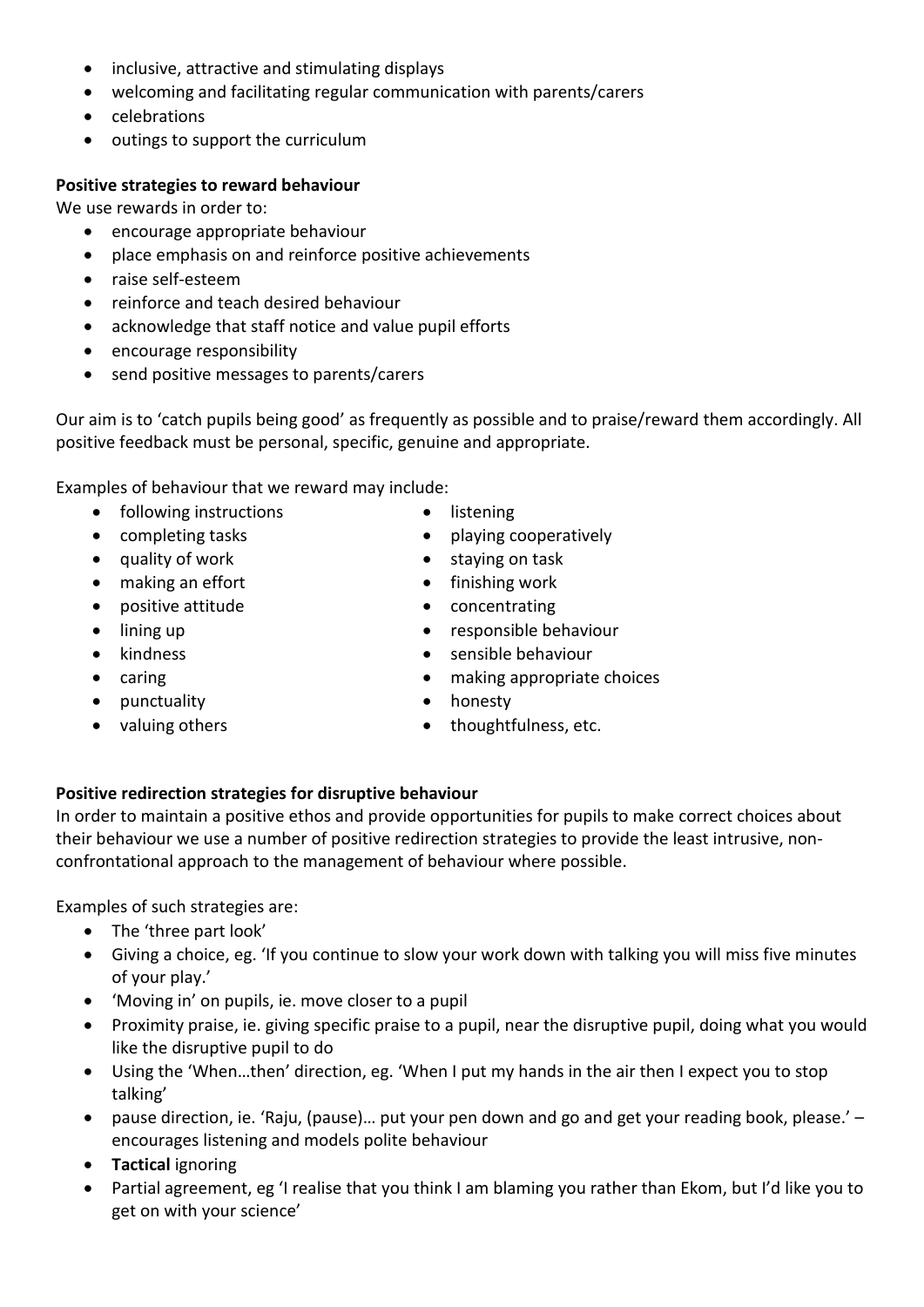- inclusive, attractive and stimulating displays
- welcoming and facilitating regular communication with parents/carers
- celebrations
- outings to support the curriculum

**Positive strategies to reward behaviour**

We use rewards in order to:

- encourage appropriate behaviour
- place emphasis on and reinforce positive achievements
- raise self-esteem
- reinforce and teach desired behaviour
- acknowledge that staff notice and value pupil efforts
- encourage responsibility
- send positive messages to parents/carers

Our aim is to 'catch pupils being good' as frequently as possible and to praise/reward them accordingly. All positive feedback must be personal, specific, genuine and appropriate.

Examples of behaviour that we reward may include:

- following instructions
- completing tasks
- quality of work
- making an effort
- positive attitude
- lining up
- kindness
- caring
- punctuality
- valuing others
- listening
- playing cooperatively
- staying on task
- finishing work
- concentrating
- responsible behaviour
- sensible behaviour
- making appropriate choices
- honesty
- thoughtfulness, etc.

**Positive redirection strategies for disruptive behaviour**

In order to maintain a positive ethos and provide opportunities for pupils to make correct choices about their behaviour we use a number of positive redirection strategies to provide the least intrusive, non-confrontational approach to the management of behaviour where possible.

Examples of such strategies are:

- The 'three part look'
- Giving a choice, eg. 'If you continue to slow your work down with talking you will miss five minutes of your play.'
- 'Moving in' on pupils, ie. move closer to a pupil
- Proximity praise, ie. giving specific praise to a pupil, near the disruptive pupil, doing what you would like the disruptive pupil to do
- Using the 'When…then' direction, eg. 'When I put my hands in the air then I expect you to stop talking'
- pause direction, ie. 'Raju, (pause)… put your pen down and go and get your reading book, please.' – encourages listening and models polite behaviour
- **Tactical** ignoring
- Partial agreement, eg 'I realise that you think I am blaming you rather than Ekom, but I'd like you to get on with your science'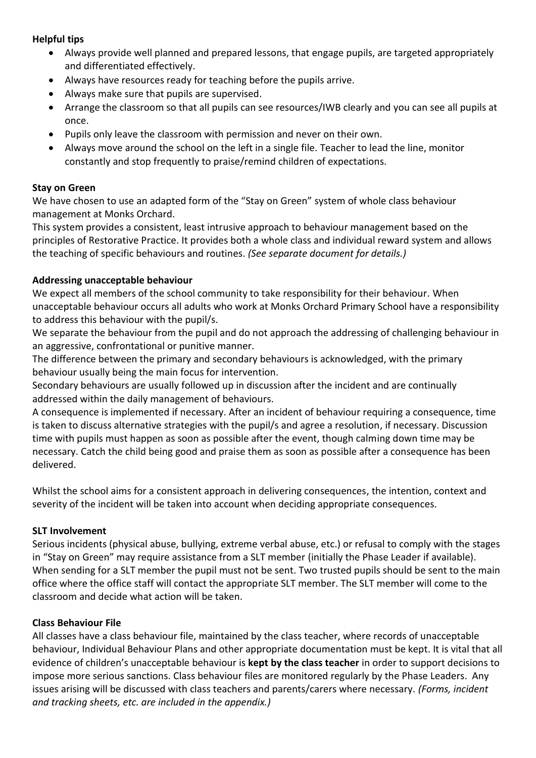**Helpful tips**

- Always provide well planned and prepared lessons, that engage pupils, are targeted appropriately and differentiated effectively.
- Always have resources ready for teaching before the pupils arrive.
- Always make sure that pupils are supervised.
- Arrange the classroom so that all pupils can see resources/IWB clearly and you can see all pupils at once.
- Pupils only leave the classroom with permission and never on their own.
- Always move around the school on the left in a single file. Teacher to lead the line, monitor constantly and stop frequently to praise/remind children of expectations.

**Stay on Green**

We have chosen to use an adapted form of the "Stay on Green" system of whole class behaviour management at Monks Orchard.

This system provides a consistent, least intrusive approach to behaviour management based on the principles of Restorative Practice. It provides both a whole class and individual reward system and allows the teaching of specific behaviours and routines. *(See separate document for details.)*

**Addressing unacceptable behaviour**

We expect all members of the school community to take responsibility for their behaviour. When unacceptable behaviour occurs all adults who work at Monks Orchard Primary School have a responsibility to address this behaviour with the pupil/s.

We separate the behaviour from the pupil and do not approach the addressing of challenging behaviour in an aggressive, confrontational or punitive manner.

The difference between the primary and secondary behaviours is acknowledged, with the primary behaviour usually being the main focus for intervention.

Secondary behaviours are usually followed up in discussion after the incident and are continually addressed within the daily management of behaviours.

A consequence is implemented if necessary. After an incident of behaviour requiring a consequence, time is taken to discuss alternative strategies with the pupil/s and agree a resolution, if necessary. Discussion time with pupils must happen as soon as possible after the event, though calming down time may be necessary. Catch the child being good and praise them as soon as possible after a consequence has been delivered.

Whilst the school aims for a consistent approach in delivering consequences, the intention, context and severity of the incident will be taken into account when deciding appropriate consequences.

**SLT Involvement**

Serious incidents (physical abuse, bullying, extreme verbal abuse, etc.) or refusal to comply with the stages in "Stay on Green" may require assistance from a SLT member (initially the Phase Leader if available). When sending for a SLT member the pupil must not be sent. Two trusted pupils should be sent to the main office where the office staff will contact the appropriate SLT member. The SLT member will come to the classroom and decide what action will be taken.

**Class Behaviour File**

All classes have a class behaviour file, maintained by the class teacher, where records of unacceptable behaviour, Individual Behaviour Plans and other appropriate documentation must be kept. It is vital that all evidence of children's unacceptable behaviour is **kept by the class teacher** in order to support decisions to impose more serious sanctions. Class behaviour files are monitored regularly by the Phase Leaders. Any issues arising will be discussed with class teachers and parents/carers where necessary. *(Forms, incident and tracking sheets, etc. are included in the appendix.)*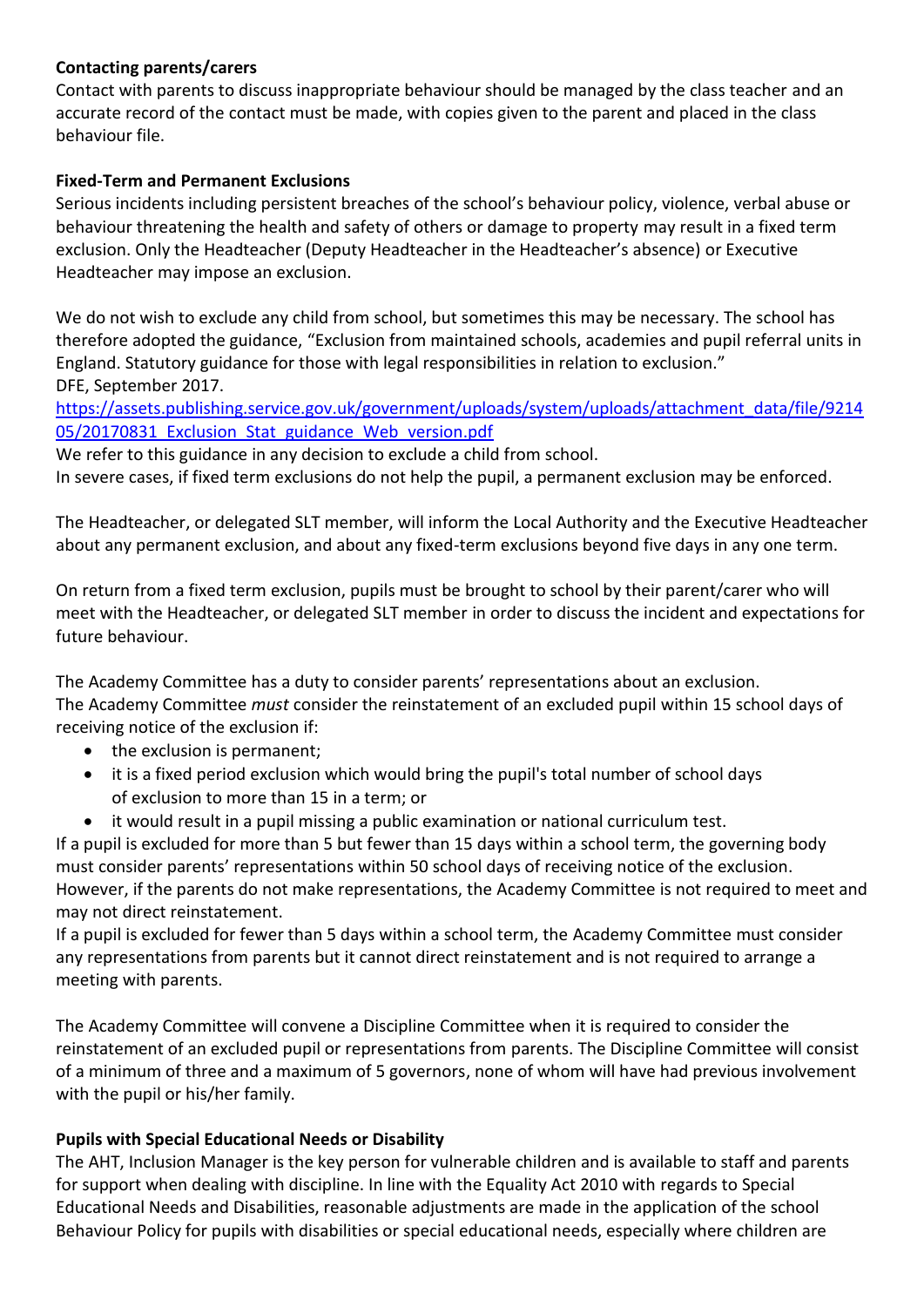**Contacting parents/carers**

Contact with parents to discuss inappropriate behaviour should be managed by the class teacher and an accurate record of the contact must be made, with copies given to the parent and placed in the class behaviour file.

**Fixed-Term and Permanent Exclusions**

Serious incidents including persistent breaches of the school's behaviour policy, violence, verbal abuse or behaviour threatening the health and safety of others or damage to property may result in a fixed term exclusion. Only the Headteacher (Deputy Headteacher in the Headteacher's absence) or Executive Headteacher may impose an exclusion.

We do not wish to exclude any child from school, but sometimes this may be necessary. The school has therefore adopted the guidance, "Exclusion from maintained schools, academies and pupil referral units in England. Statutory guidance for those with legal responsibilities in relation to exclusion." DFE, September 2017.
https://assets.publishing.service.gov.uk/government/uploads/system/uploads/attachment_data/file/921405/20170831_Exclusion_Stat_guidance_Web_version.pdf
We refer to this guidance in any decision to exclude a child from school.
In severe cases, if fixed term exclusions do not help the pupil, a permanent exclusion may be enforced.

The Headteacher, or delegated SLT member, will inform the Local Authority and the Executive Headteacher about any permanent exclusion, and about any fixed-term exclusions beyond five days in any one term.

On return from a fixed term exclusion, pupils must be brought to school by their parent/carer who will meet with the Headteacher, or delegated SLT member in order to discuss the incident and expectations for future behaviour.

The Academy Committee has a duty to consider parents' representations about an exclusion.
The Academy Committee *must* consider the reinstatement of an excluded pupil within 15 school days of receiving notice of the exclusion if:

- the exclusion is permanent;
- it is a fixed period exclusion which would bring the pupil's total number of school days of exclusion to more than 15 in a term; or
- it would result in a pupil missing a public examination or national curriculum test.

If a pupil is excluded for more than 5 but fewer than 15 days within a school term, the governing body must consider parents' representations within 50 school days of receiving notice of the exclusion. However, if the parents do not make representations, the Academy Committee is not required to meet and may not direct reinstatement.
If a pupil is excluded for fewer than 5 days within a school term, the Academy Committee must consider any representations from parents but it cannot direct reinstatement and is not required to arrange a meeting with parents.

The Academy Committee will convene a Discipline Committee when it is required to consider the reinstatement of an excluded pupil or representations from parents. The Discipline Committee will consist of a minimum of three and a maximum of 5 governors, none of whom will have had previous involvement with the pupil or his/her family.

**Pupils with Special Educational Needs or Disability**

The AHT, Inclusion Manager is the key person for vulnerable children and is available to staff and parents for support when dealing with discipline. In line with the Equality Act 2010 with regards to Special Educational Needs and Disabilities, reasonable adjustments are made in the application of the school Behaviour Policy for pupils with disabilities or special educational needs, especially where children are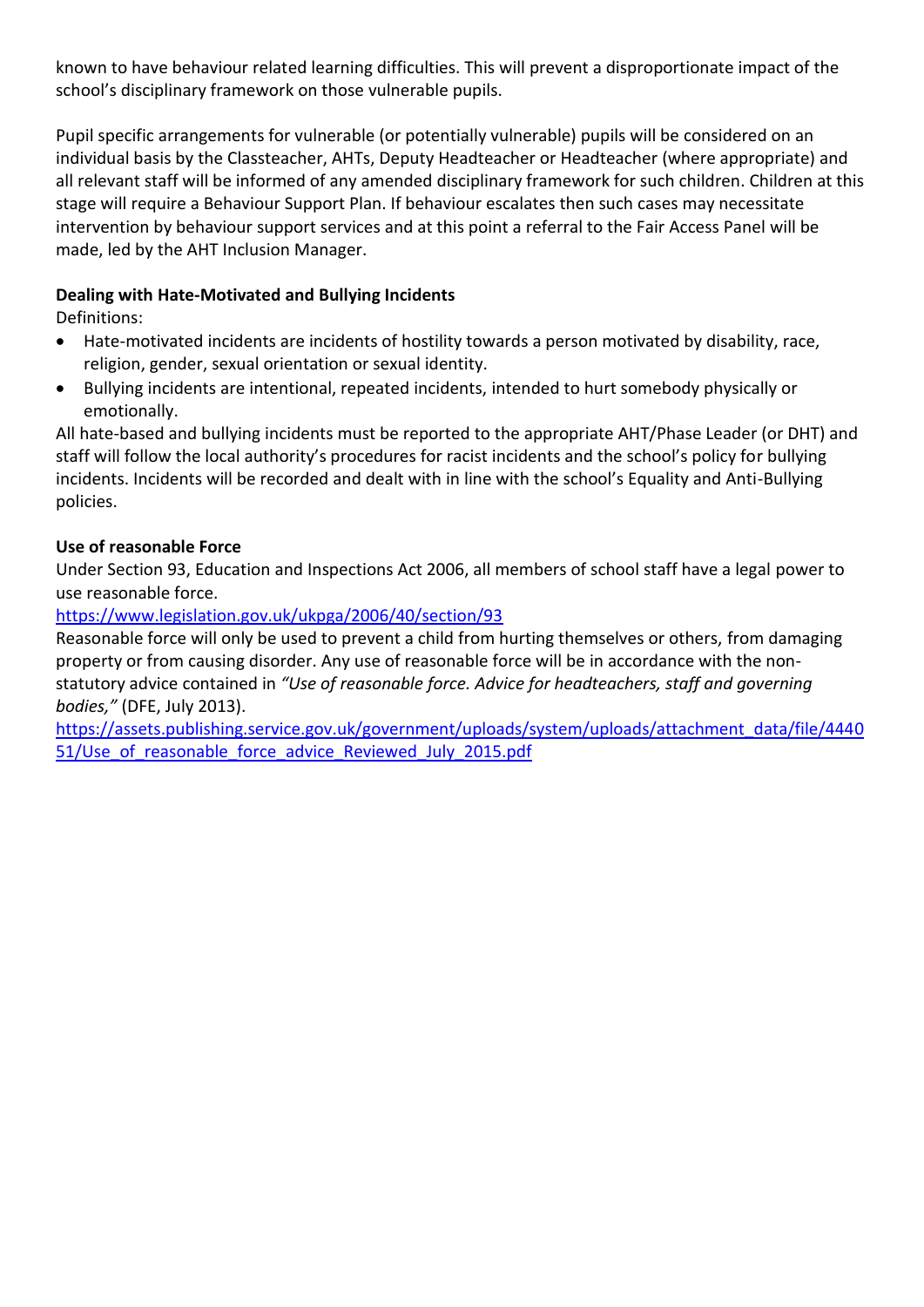known to have behaviour related learning difficulties. This will prevent a disproportionate impact of the school's disciplinary framework on those vulnerable pupils.

Pupil specific arrangements for vulnerable (or potentially vulnerable) pupils will be considered on an individual basis by the Classteacher, AHTs, Deputy Headteacher or Headteacher (where appropriate) and all relevant staff will be informed of any amended disciplinary framework for such children. Children at this stage will require a Behaviour Support Plan. If behaviour escalates then such cases may necessitate intervention by behaviour support services and at this point a referral to the Fair Access Panel will be made, led by the AHT Inclusion Manager.

**Dealing with Hate-Motivated and Bullying Incidents**

Definitions:

- Hate-motivated incidents are incidents of hostility towards a person motivated by disability, race, religion, gender, sexual orientation or sexual identity.
- Bullying incidents are intentional, repeated incidents, intended to hurt somebody physically or emotionally.

All hate-based and bullying incidents must be reported to the appropriate AHT/Phase Leader (or DHT) and staff will follow the local authority's procedures for racist incidents and the school's policy for bullying incidents. Incidents will be recorded and dealt with in line with the school's Equality and Anti-Bullying policies.

**Use of reasonable Force**

Under Section 93, Education and Inspections Act 2006, all members of school staff have a legal power to use reasonable force.

https://www.legislation.gov.uk/ukpga/2006/40/section/93

Reasonable force will only be used to prevent a child from hurting themselves or others, from damaging property or from causing disorder. Any use of reasonable force will be in accordance with the non-statutory advice contained in *"Use of reasonable force. Advice for headteachers, staff and governing bodies,"* (DFE, July 2013).

https://assets.publishing.service.gov.uk/government/uploads/system/uploads/attachment_data/file/444051/Use_of_reasonable_force_advice_Reviewed_July_2015.pdf